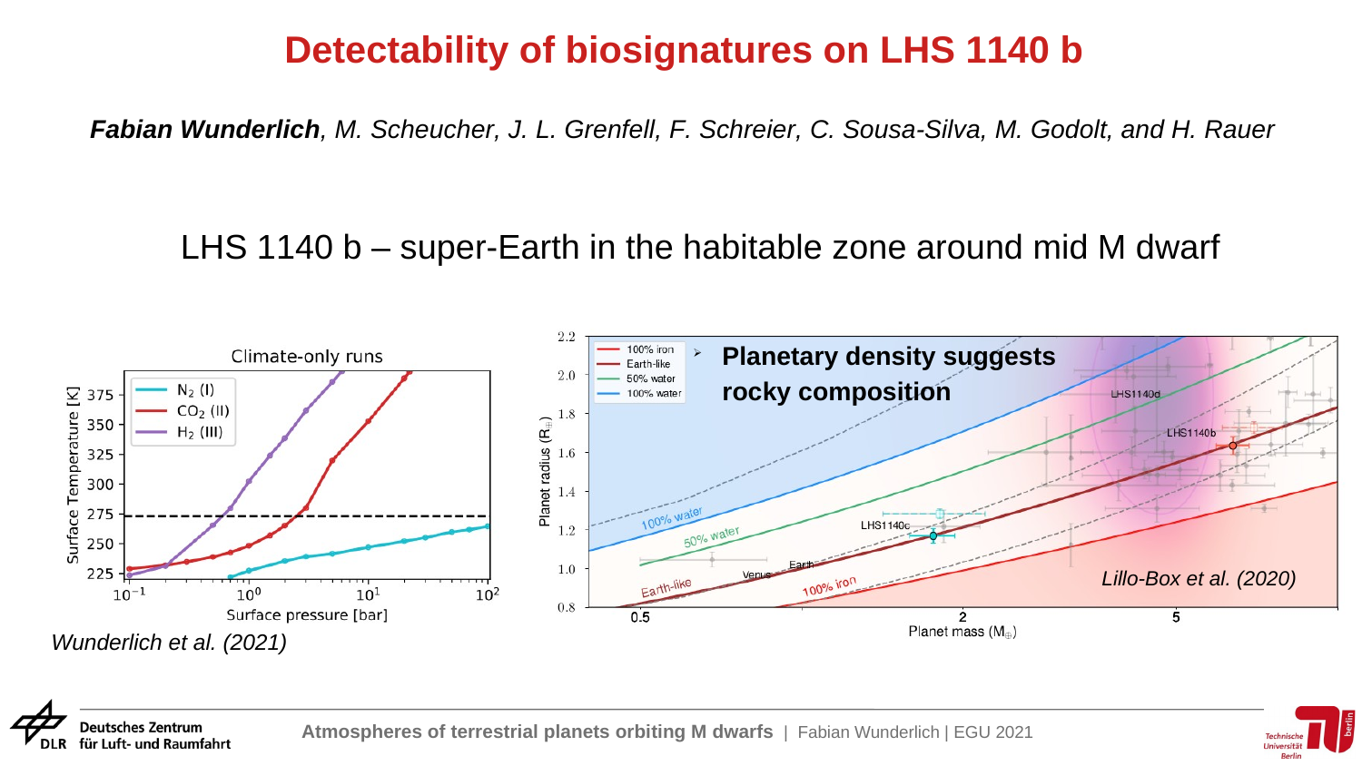# Detectability of biosignatures on LHS 1140 b

***Fabian Wunderlich**, M. Scheucher, J. L. Grenfell, F. Schreier, C. Sousa-Silva, M. Godolt, and H. Rauer*

LHS 1140 b – super-Earth in the habitable zone around mid M dwarf

Climate-only runs

*Wunderlich et al. (2021)*

- **Planetary density suggests rocky composition**

*Lillo-Box et al. (2020)*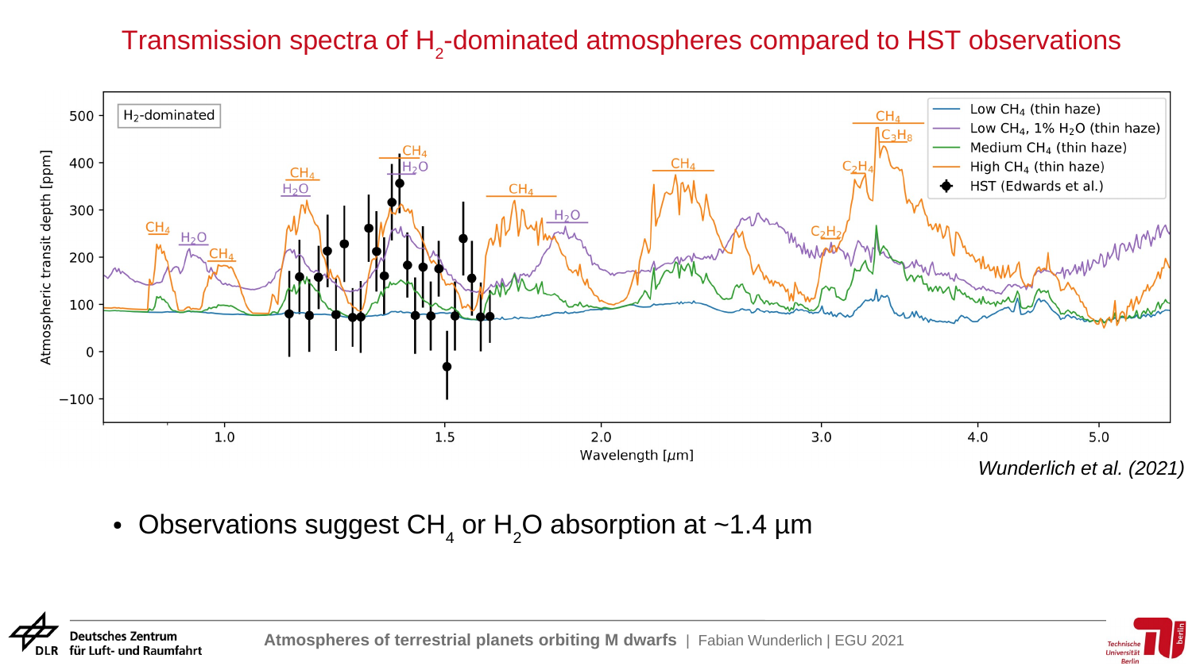# Transmission spectra of $H_2$-dominated atmospheres compared to HST observations

*Wunderlich et al. (2021)*

- Observations suggest $CH_4$ or $H_2O$ absorption at ~1.4 µm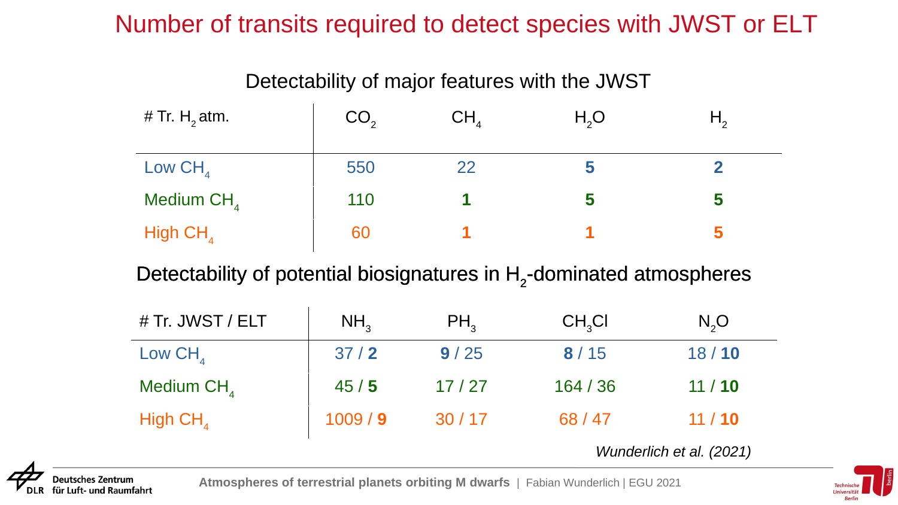# Number of transits required to detect species with JWST or ELT

## Detectability of major features with the JWST

| # Tr. $H_2$ atm. | $CO_2$ | $CH_4$ | $H_2O$ | $H_2$ |
|---|---|---|---|---|
| Low $CH_4$ | 550 | 22 | **5** | **2** |
| Medium $CH_4$ | 110 | **1** | **5** | **5** |
| High $CH_4$ | 60 | **1** | **1** | **5** |

## Detectability of potential biosignatures in $H_2$-dominated atmospheres

| # Tr. JWST / ELT | $NH_3$ | $PH_3$ | $CH_3Cl$ | $N_2O$ |
|---|---|---|---|---|
| Low $CH_4$ | 37 / **2** | **9** / 25 | **8** / 15 | 18 / **10** |
| Medium $CH_4$ | 45 / **5** | 17 / 27 | 164 / 36 | 11 / **10** |
| High $CH_4$ | 1009 / **9** | 30 / 17 | 68 / 47 | 11 / **10** |

*Wunderlich et al. (2021)*